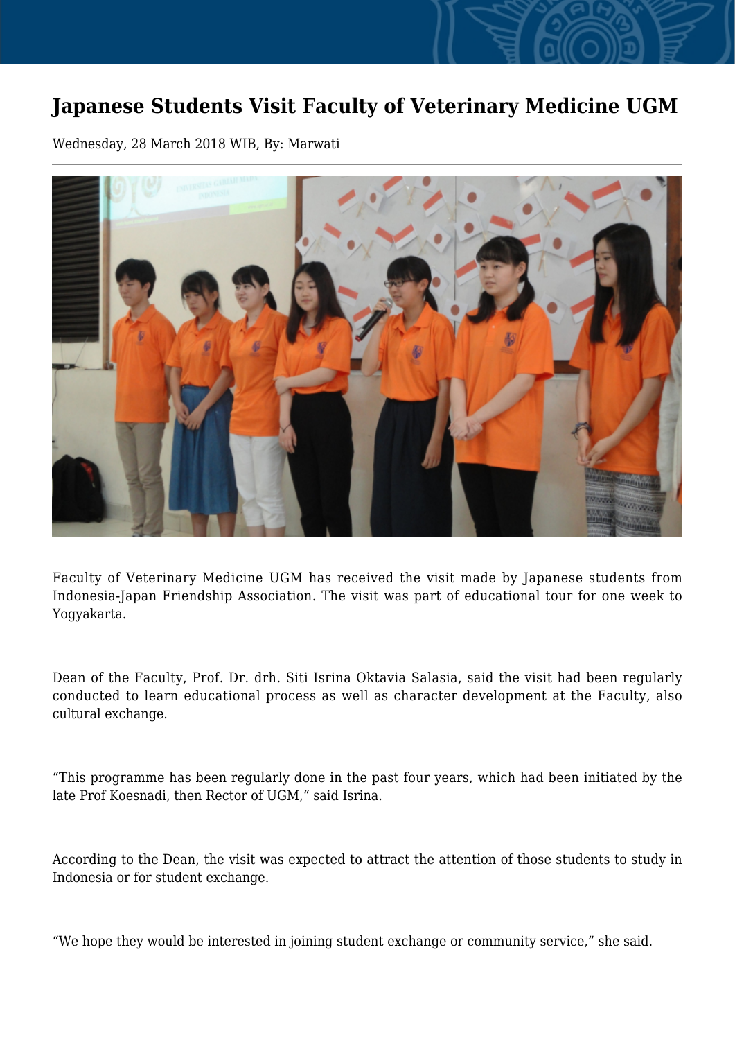# Japanese Students Visit Faculty of Veterinary Medicine UGM

Wednesday, 28 March 2018 WIB, By: Marwati

Faculty of Veterinary Medicine UGM has received the visit made by Japanese students from Indonesia-Japan Friendship Association. The visit was part of educational tour for one week to Yogyakarta.

Dean of the Faculty, Prof. Dr. drh. Siti Isrina Oktavia Salasia, said the visit had been regularly conducted to learn educational process as well as character development at the Faculty, also cultural exchange.

“This programme has been regularly done in the past four years, which had been initiated by the late Prof Koesnadi, then Rector of UGM,“ said Isrina.

According to the Dean, the visit was expected to attract the attention of those students to study in Indonesia or for student exchange.

“We hope they would be interested in joining student exchange or community service,” she said.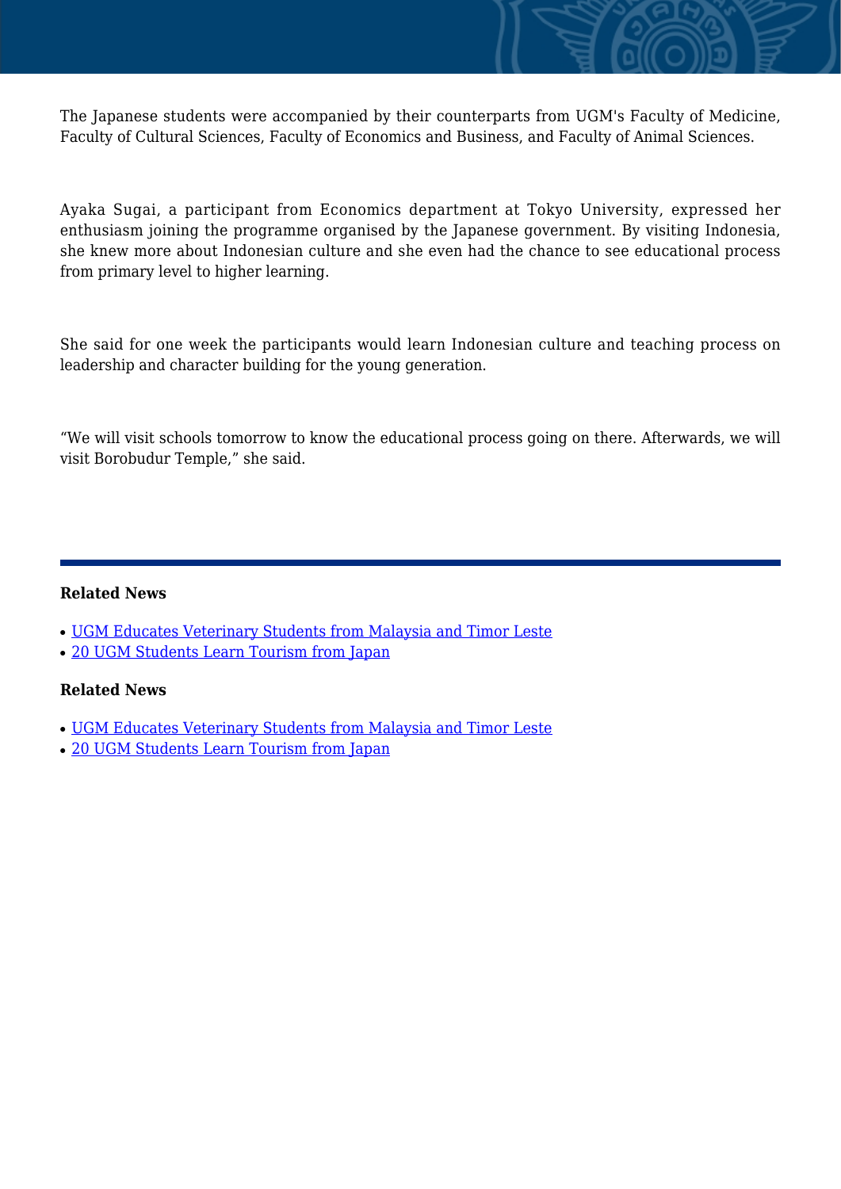The Japanese students were accompanied by their counterparts from UGM's Faculty of Medicine, Faculty of Cultural Sciences, Faculty of Economics and Business, and Faculty of Animal Sciences.

Ayaka Sugai, a participant from Economics department at Tokyo University, expressed her enthusiasm joining the programme organised by the Japanese government. By visiting Indonesia, she knew more about Indonesian culture and she even had the chance to see educational process from primary level to higher learning.

She said for one week the participants would learn Indonesian culture and teaching process on leadership and character building for the young generation.

“We will visit schools tomorrow to know the educational process going on there. Afterwards, we will visit Borobudur Temple,” she said.

---

**Related News**

- UGM Educates Veterinary Students from Malaysia and Timor Leste
- 20 UGM Students Learn Tourism from Japan

**Related News**

- UGM Educates Veterinary Students from Malaysia and Timor Leste
- 20 UGM Students Learn Tourism from Japan